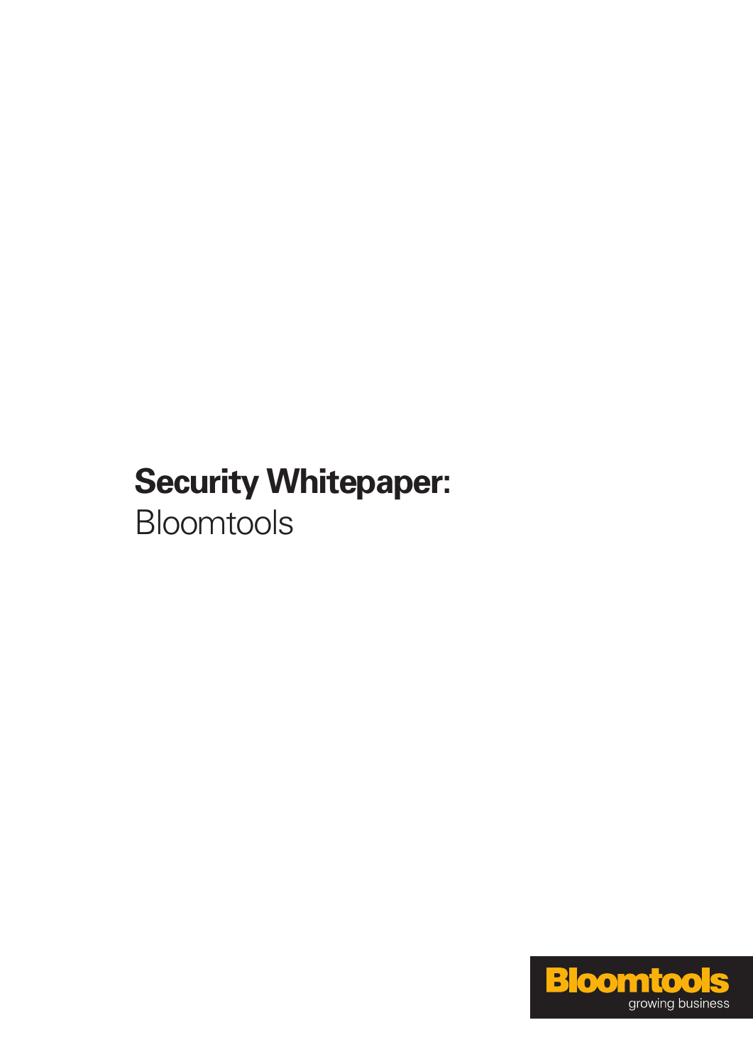# Security Whitepaper:
Bloomtools

Bloomtools
growing business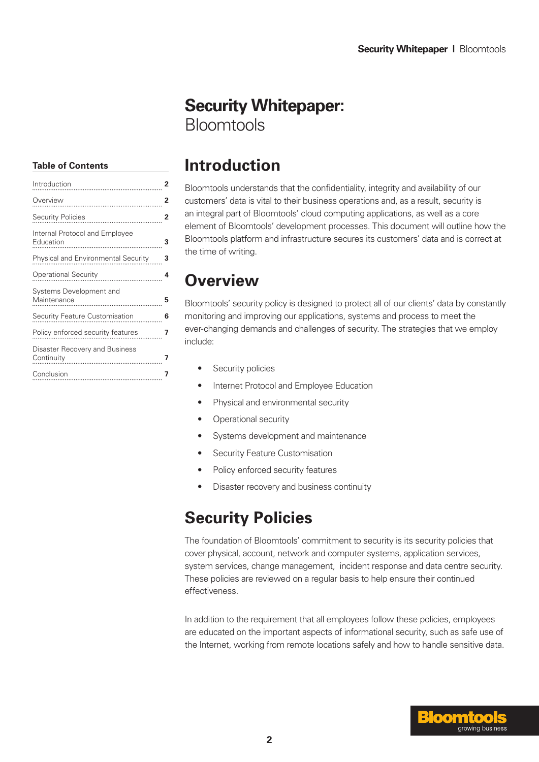# Security Whitepaper: Bloomtools

**Table of Contents**

| | |
|---|---|
| Introduction | 2 |
| Overview | 2 |
| Security Policies | 2 |
| Internal Protocol and Employee Education | 3 |
| Physical and Environmental Security | 3 |
| Operational Security | 4 |
| Systems Development and Maintenance | 5 |
| Security Feature Customisation | 6 |
| Policy enforced security features | 7 |
| Disaster Recovery and Business Continuity | 7 |
| Conclusion | 7 |

## Introduction

Bloomtools understands that the confidentiality, integrity and availability of our customers' data is vital to their business operations and, as a result, security is an integral part of Bloomtools' cloud computing applications, as well as a core element of Bloomtools' development processes. This document will outline how the Bloomtools platform and infrastructure secures its customers' data and is correct at the time of writing.

## Overview

Bloomtools' security policy is designed to protect all of our clients' data by constantly monitoring and improving our applications, systems and process to meet the ever-changing demands and challenges of security. The strategies that we employ include:

- Security policies
- Internet Protocol and Employee Education
- Physical and environmental security
- Operational security
- Systems development and maintenance
- Security Feature Customisation
- Policy enforced security features
- Disaster recovery and business continuity

## Security Policies

The foundation of Bloomtools' commitment to security is its security policies that cover physical, account, network and computer systems, application services, system services, change management, incident response and data centre security. These policies are reviewed on a regular basis to help ensure their continued effectiveness.

In addition to the requirement that all employees follow these policies, employees are educated on the important aspects of informational security, such as safe use of the Internet, working from remote locations safely and how to handle sensitive data.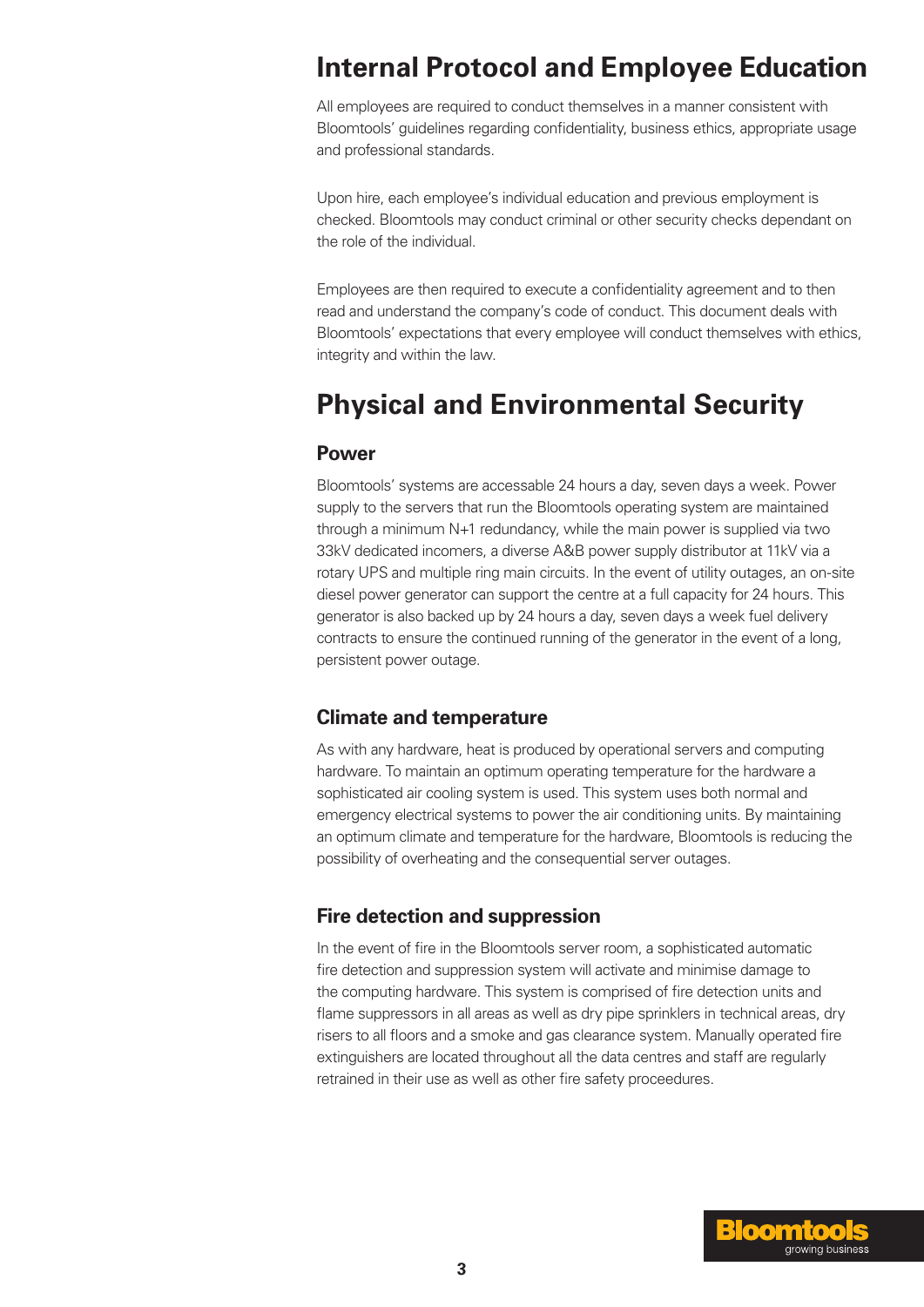# Internal Protocol and Employee Education

All employees are required to conduct themselves in a manner consistent with Bloomtools' guidelines regarding confidentiality, business ethics, appropriate usage and professional standards.

Upon hire, each employee's individual education and previous employment is checked. Bloomtools may conduct criminal or other security checks dependant on the role of the individual.

Employees are then required to execute a confidentiality agreement and to then read and understand the company's code of conduct. This document deals with Bloomtools' expectations that every employee will conduct themselves with ethics, integrity and within the law.

# Physical and Environmental Security

## Power

Bloomtools' systems are accessable 24 hours a day, seven days a week. Power supply to the servers that run the Bloomtools operating system are maintained through a minimum N+1 redundancy, while the main power is supplied via two 33kV dedicated incomers, a diverse A&B power supply distributor at 11kV via a rotary UPS and multiple ring main circuits. In the event of utility outages, an on-site diesel power generator can support the centre at a full capacity for 24 hours. This generator is also backed up by 24 hours a day, seven days a week fuel delivery contracts to ensure the continued running of the generator in the event of a long, persistent power outage.

## Climate and temperature

As with any hardware, heat is produced by operational servers and computing hardware. To maintain an optimum operating temperature for the hardware a sophisticated air cooling system is used. This system uses both normal and emergency electrical systems to power the air conditioning units. By maintaining an optimum climate and temperature for the hardware, Bloomtools is reducing the possibility of overheating and the consequential server outages.

## Fire detection and suppression

In the event of fire in the Bloomtools server room, a sophisticated automatic fire detection and suppression system will activate and minimise damage to the computing hardware. This system is comprised of fire detection units and flame suppressors in all areas as well as dry pipe sprinklers in technical areas, dry risers to all floors and a smoke and gas clearance system. Manually operated fire extinguishers are located throughout all the data centres and staff are regularly retrained in their use as well as other fire safety proceedures.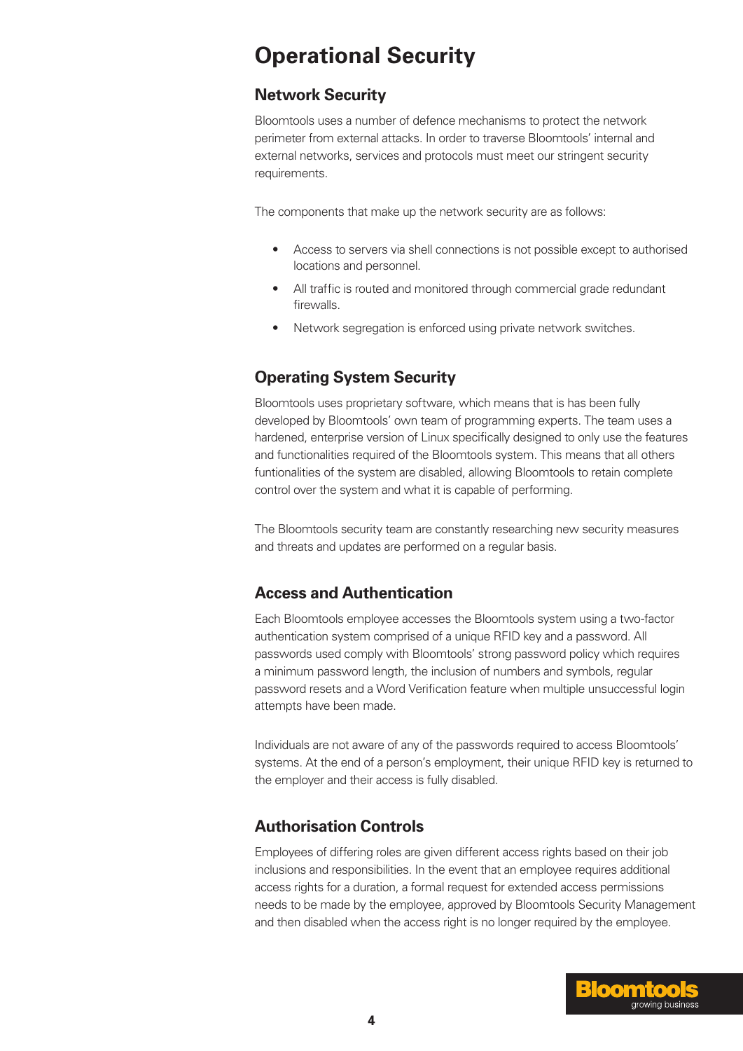# Operational Security

## Network Security

Bloomtools uses a number of defence mechanisms to protect the network perimeter from external attacks. In order to traverse Bloomtools' internal and external networks, services and protocols must meet our stringent security requirements.

The components that make up the network security are as follows:

- Access to servers via shell connections is not possible except to authorised locations and personnel.
- All traffic is routed and monitored through commercial grade redundant firewalls.
- Network segregation is enforced using private network switches.

## Operating System Security

Bloomtools uses proprietary software, which means that is has been fully developed by Bloomtools' own team of programming experts. The team uses a hardened, enterprise version of Linux specifically designed to only use the features and functionalities required of the Bloomtools system. This means that all others funtionalities of the system are disabled, allowing Bloomtools to retain complete control over the system and what it is capable of performing.

The Bloomtools security team are constantly researching new security measures and threats and updates are performed on a regular basis.

## Access and Authentication

Each Bloomtools employee accesses the Bloomtools system using a two-factor authentication system comprised of a unique RFID key and a password. All passwords used comply with Bloomtools' strong password policy which requires a minimum password length, the inclusion of numbers and symbols, regular password resets and a Word Verification feature when multiple unsuccessful login attempts have been made.

Individuals are not aware of any of the passwords required to access Bloomtools' systems. At the end of a person's employment, their unique RFID key is returned to the employer and their access is fully disabled.

## Authorisation Controls

Employees of differing roles are given different access rights based on their job inclusions and responsibilities. In the event that an employee requires additional access rights for a duration, a formal request for extended access permissions needs to be made by the employee, approved by Bloomtools Security Management and then disabled when the access right is no longer required by the employee.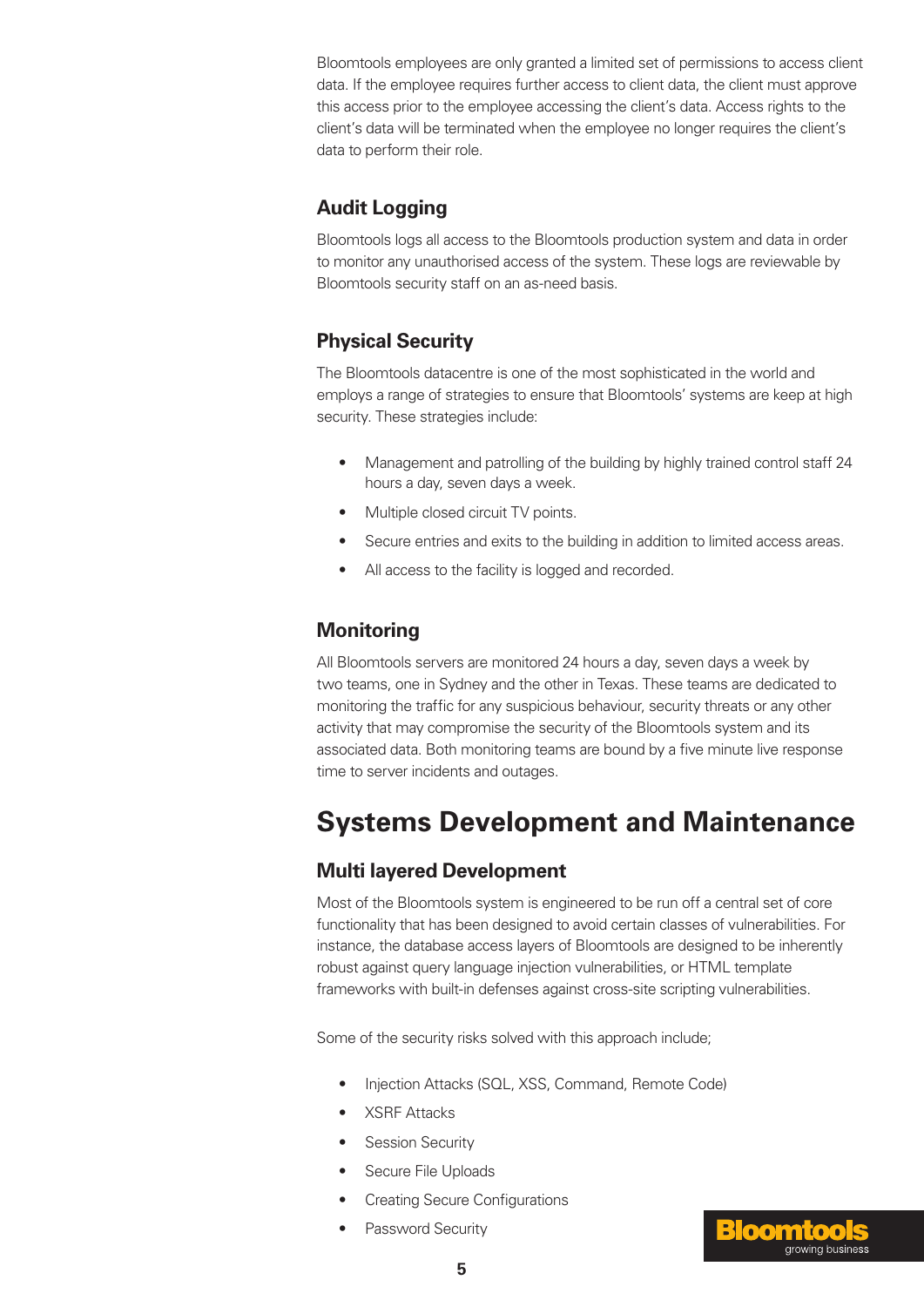Bloomtools employees are only granted a limited set of permissions to access client data. If the employee requires further access to client data, the client must approve this access prior to the employee accessing the client's data. Access rights to the client's data will be terminated when the employee no longer requires the client's data to perform their role.

### Audit Logging

Bloomtools logs all access to the Bloomtools production system and data in order to monitor any unauthorised access of the system. These logs are reviewable by Bloomtools security staff on an as-need basis.

### Physical Security

The Bloomtools datacentre is one of the most sophisticated in the world and employs a range of strategies to ensure that Bloomtools' systems are keep at high security. These strategies include:

- Management and patrolling of the building by highly trained control staff 24 hours a day, seven days a week.
- Multiple closed circuit TV points.
- Secure entries and exits to the building in addition to limited access areas.
- All access to the facility is logged and recorded.

### Monitoring

All Bloomtools servers are monitored 24 hours a day, seven days a week by two teams, one in Sydney and the other in Texas. These teams are dedicated to monitoring the traffic for any suspicious behaviour, security threats or any other activity that may compromise the security of the Bloomtools system and its associated data. Both monitoring teams are bound by a five minute live response time to server incidents and outages.

## Systems Development and Maintenance

### Multi layered Development

Most of the Bloomtools system is engineered to be run off a central set of core functionality that has been designed to avoid certain classes of vulnerabilities. For instance, the database access layers of Bloomtools are designed to be inherently robust against query language injection vulnerabilities, or HTML template frameworks with built-in defenses against cross-site scripting vulnerabilities.

Some of the security risks solved with this approach include;

- Injection Attacks (SQL, XSS, Command, Remote Code)
- XSRF Attacks
- Session Security
- Secure File Uploads
- Creating Secure Configurations
- Password Security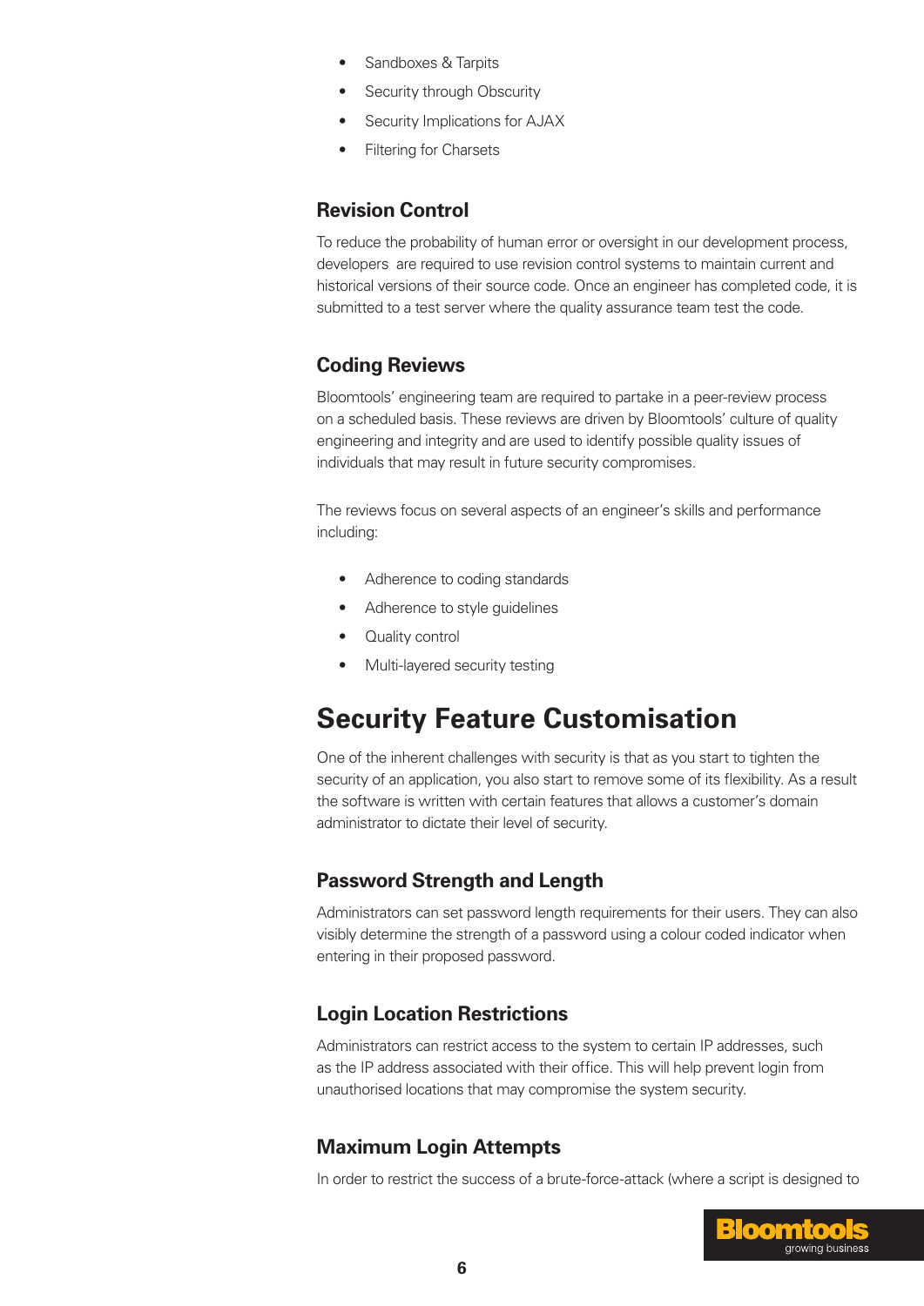- Sandboxes & Tarpits
- Security through Obscurity
- Security Implications for AJAX
- Filtering for Charsets

### Revision Control

To reduce the probability of human error or oversight in our development process, developers are required to use revision control systems to maintain current and historical versions of their source code. Once an engineer has completed code, it is submitted to a test server where the quality assurance team test the code.

### Coding Reviews

Bloomtools' engineering team are required to partake in a peer-review process on a scheduled basis. These reviews are driven by Bloomtools' culture of quality engineering and integrity and are used to identify possible quality issues of individuals that may result in future security compromises.

The reviews focus on several aspects of an engineer's skills and performance including:

- Adherence to coding standards
- Adherence to style guidelines
- Quality control
- Multi-layered security testing

## Security Feature Customisation

One of the inherent challenges with security is that as you start to tighten the security of an application, you also start to remove some of its flexibility. As a result the software is written with certain features that allows a customer's domain administrator to dictate their level of security.

### Password Strength and Length

Administrators can set password length requirements for their users. They can also visibly determine the strength of a password using a colour coded indicator when entering in their proposed password.

### Login Location Restrictions

Administrators can restrict access to the system to certain IP addresses, such as the IP address associated with their office. This will help prevent login from unauthorised locations that may compromise the system security.

### Maximum Login Attempts

In order to restrict the success of a brute-force-attack (where a script is designed to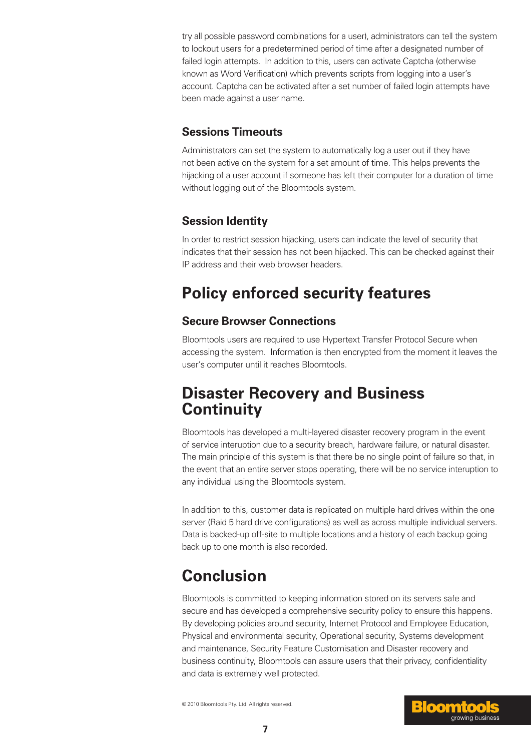try all possible password combinations for a user), administrators can tell the system to lockout users for a predetermined period of time after a designated number of failed login attempts. In addition to this, users can activate Captcha (otherwise known as Word Verification) which prevents scripts from logging into a user's account. Captcha can be activated after a set number of failed login attempts have been made against a user name.

### Sessions Timeouts

Administrators can set the system to automatically log a user out if they have not been active on the system for a set amount of time. This helps prevents the hijacking of a user account if someone has left their computer for a duration of time without logging out of the Bloomtools system.

### Session Identity

In order to restrict session hijacking, users can indicate the level of security that indicates that their session has not been hijacked. This can be checked against their IP address and their web browser headers.

## Policy enforced security features

### Secure Browser Connections

Bloomtools users are required to use Hypertext Transfer Protocol Secure when accessing the system. Information is then encrypted from the moment it leaves the user's computer until it reaches Bloomtools.

## Disaster Recovery and Business Continuity

Bloomtools has developed a multi-layered disaster recovery program in the event of service interuption due to a security breach, hardware failure, or natural disaster. The main principle of this system is that there be no single point of failure so that, in the event that an entire server stops operating, there will be no service interuption to any individual using the Bloomtools system.

In addition to this, customer data is replicated on multiple hard drives within the one server (Raid 5 hard drive configurations) as well as across multiple individual servers. Data is backed-up off-site to multiple locations and a history of each backup going back up to one month is also recorded.

## Conclusion

Bloomtools is committed to keeping information stored on its servers safe and secure and has developed a comprehensive security policy to ensure this happens. By developing policies around security, Internet Protocol and Employee Education, Physical and environmental security, Operational security, Systems development and maintenance, Security Feature Customisation and Disaster recovery and business continuity, Bloomtools can assure users that their privacy, confidentiality and data is extremely well protected.

© 2010 Bloomtools Pty. Ltd. All rights reserved.

Bloomtools
growing business